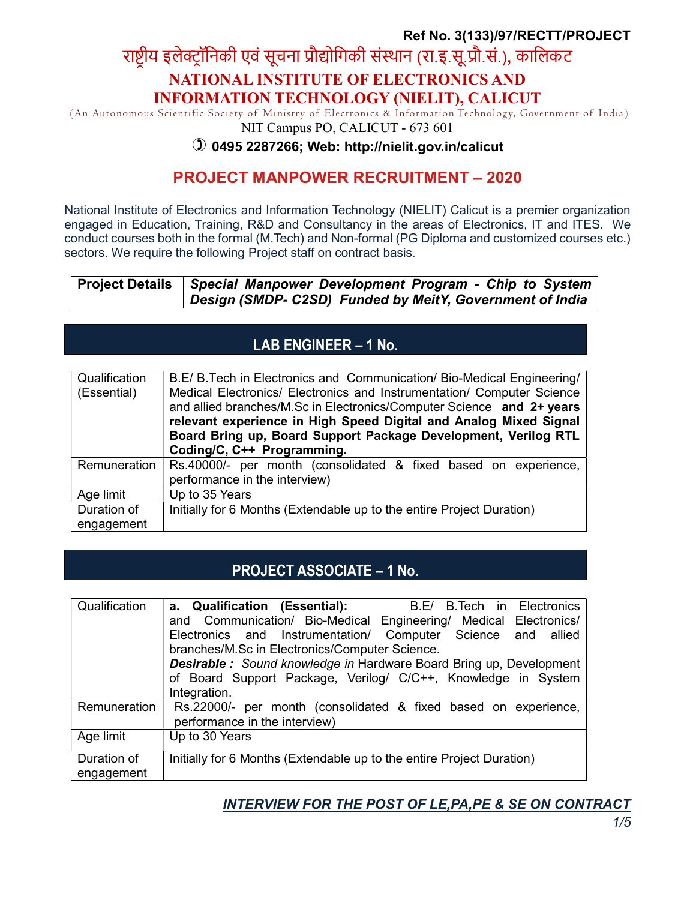Ref No. 3(133)/97/RECTT/PROJECT

# राष्ट्रीय इलेक्ट्रॉनिकी एवं सूचना प्रौद्योगिकी संस्थान (रा.इ.सू.प्रौ.सं.), कालिकट

# NATIONAL INSTITUTE OF ELECTRONICS AND INFORMATION TECHNOLOGY (NIELIT), CALICUT

(An Autonomous Scientific Society of Ministry of Electronics & Information Technology, Government of India)

NIT Campus PO, CALICUT - 673 601

**0495 2287266; Web: http://nielit.gov.in/calicut**

## PROJECT MANPOWER RECRUITMENT – 2020

National Institute of Electronics and Information Technology (NIELIT) Calicut is a premier organization engaged in Education, Training, R&D and Consultancy in the areas of Electronics, IT and ITES. We conduct courses both in the formal (M.Tech) and Non-formal (PG Diploma and customized courses etc.) sectors. We require the following Project staff on contract basis.

| **Project Details** | ***Special Manpower Development Program - Chip to System Design (SMDP- C2SD) Funded by MeitY, Government of India*** |
|---|---|

## LAB ENGINEER – 1 No.

| | |
|---|---|
| Qualification (Essential) | B.E/ B.Tech in Electronics and Communication/ Bio-Medical Engineering/ Medical Electronics/ Electronics and Instrumentation/ Computer Science and allied branches/M.Sc in Electronics/Computer Science **and 2+ years relevant experience in High Speed Digital and Analog Mixed Signal Board Bring up, Board Support Package Development, Verilog RTL Coding/C, C++ Programming.** |
| Remuneration | Rs.40000/- per month (consolidated & fixed based on experience, performance in the interview) |
| Age limit | Up to 35 Years |
| Duration of engagement | Initially for 6 Months (Extendable up to the entire Project Duration) |

## PROJECT ASSOCIATE – 1 No.

| | |
|---|---|
| Qualification | **a. Qualification (Essential):** B.E/ B.Tech in Electronics and Communication/ Bio-Medical Engineering/ Medical Electronics/ Electronics and Instrumentation/ Computer Science and allied branches/M.Sc in Electronics/Computer Science. ***Desirable :*** *Sound knowledge in* Hardware Board Bring up, Development of Board Support Package, Verilog/ C/C++, Knowledge in System Integration. |
| Remuneration | Rs.22000/- per month (consolidated & fixed based on experience, performance in the interview) |
| Age limit | Up to 30 Years |
| Duration of engagement | Initially for 6 Months (Extendable up to the entire Project Duration) |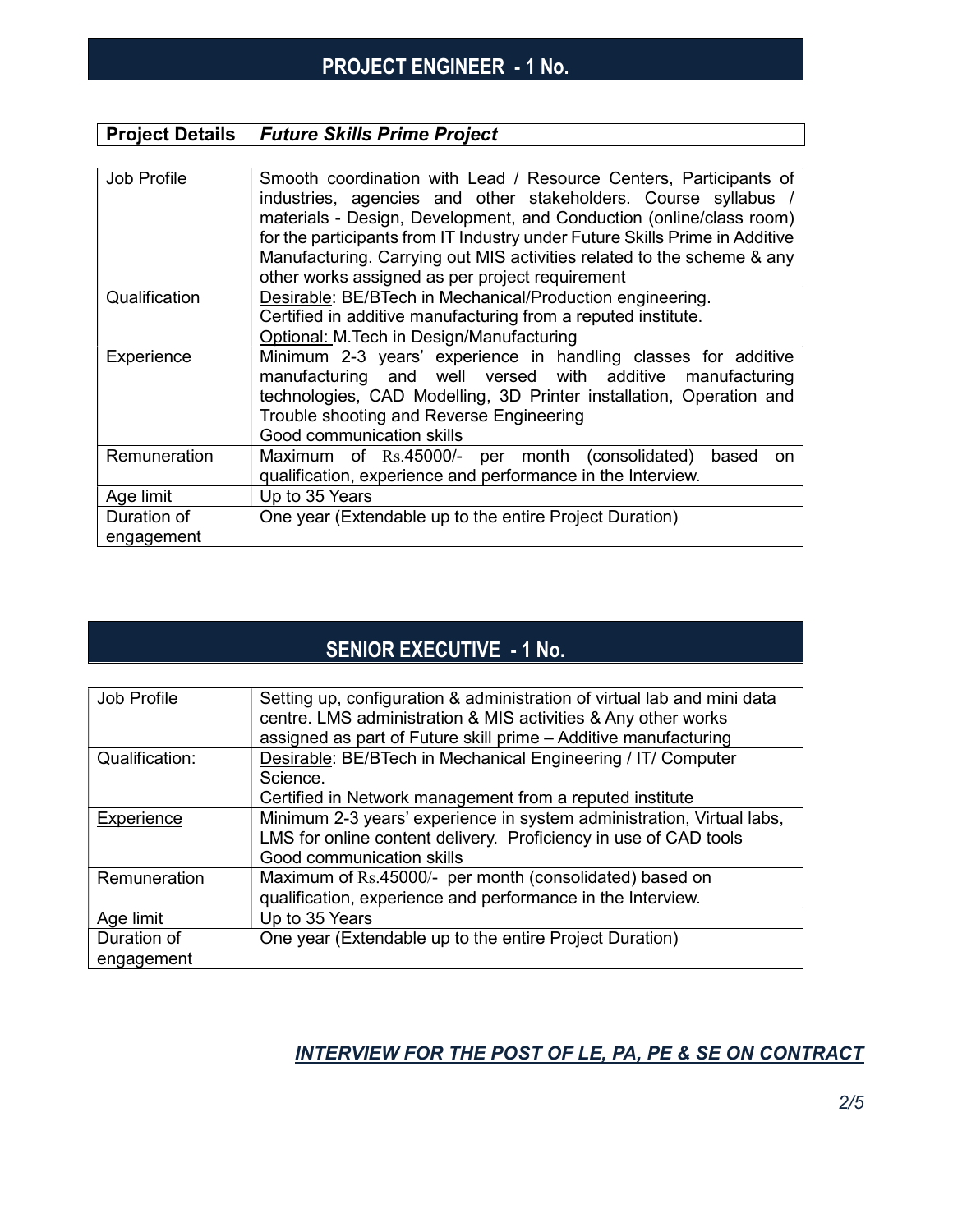## PROJECT ENGINEER - 1 No.

| **Project Details** | ***Future Skills Prime Project*** |
|---|---|

| | |
|---|---|
| Job Profile | Smooth coordination with Lead / Resource Centers, Participants of industries, agencies and other stakeholders. Course syllabus / materials - Design, Development, and Conduction (online/class room) for the participants from IT Industry under Future Skills Prime in Additive Manufacturing. Carrying out MIS activities related to the scheme & any other works assigned as per project requirement |
| Qualification | Desirable: BE/BTech in Mechanical/Production engineering.<br>Certified in additive manufacturing from a reputed institute.<br>Optional: M.Tech in Design/Manufacturing |
| Experience | Minimum 2-3 years' experience in handling classes for additive manufacturing and well versed with additive manufacturing technologies, CAD Modelling, 3D Printer installation, Operation and Trouble shooting and Reverse Engineering<br>Good communication skills |
| Remuneration | Maximum of Rs.45000/- per month (consolidated) based on qualification, experience and performance in the Interview. |
| Age limit | Up to 35 Years |
| Duration of engagement | One year (Extendable up to the entire Project Duration) |

## SENIOR EXECUTIVE - 1 No.

| | |
|---|---|
| Job Profile | Setting up, configuration & administration of virtual lab and mini data centre. LMS administration & MIS activities & Any other works assigned as part of Future skill prime – Additive manufacturing |
| Qualification: | Desirable: BE/BTech in Mechanical Engineering / IT/ Computer Science.<br>Certified in Network management from a reputed institute |
| Experience | Minimum 2-3 years' experience in system administration, Virtual labs, LMS for online content delivery. Proficiency in use of CAD tools<br>Good communication skills |
| Remuneration | Maximum of Rs.45000/- per month (consolidated) based on qualification, experience and performance in the Interview. |
| Age limit | Up to 35 Years |
| Duration of engagement | One year (Extendable up to the entire Project Duration) |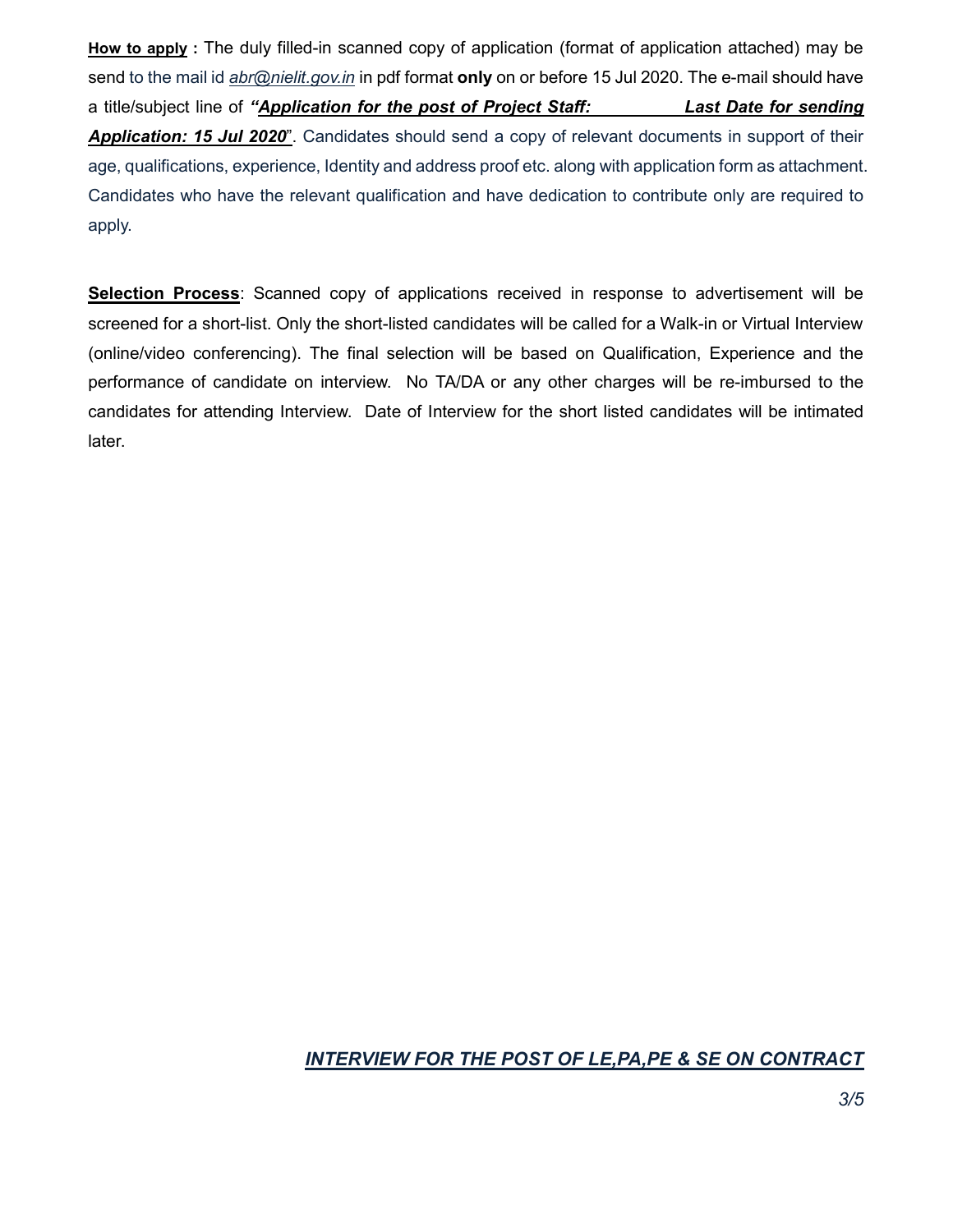**How to apply :** The duly filled-in scanned copy of application (format of application attached) may be send to the mail id *abr@nielit.gov.in* in pdf format **only** on or before 15 Jul 2020. The e-mail should have a title/subject line of ***"Application for the post of Project Staff: Last Date for sending Application: 15 Jul 2020"***. Candidates should send a copy of relevant documents in support of their age, qualifications, experience, Identity and address proof etc. along with application form as attachment. Candidates who have the relevant qualification and have dedication to contribute only are required to apply.

**Selection Process**: Scanned copy of applications received in response to advertisement will be screened for a short-list. Only the short-listed candidates will be called for a Walk-in or Virtual Interview (online/video conferencing). The final selection will be based on Qualification, Experience and the performance of candidate on interview. No TA/DA or any other charges will be re-imbursed to the candidates for attending Interview. Date of Interview for the short listed candidates will be intimated later.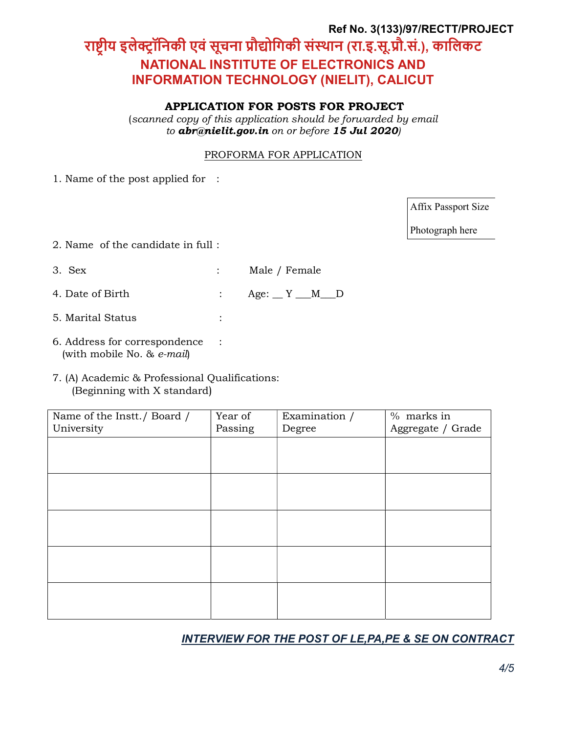Ref No. 3(133)/97/RECTT/PROJECT

# राष्ट्रीय इलेक्ट्रॉनिकी एवं सूचना प्रौद्योगिकी संस्थान (रा.इ.सू.प्रौ.सं.), कालिकट

# NATIONAL INSTITUTE OF ELECTRONICS AND INFORMATION TECHNOLOGY (NIELIT), CALICUT

## APPLICATION FOR POSTS FOR PROJECT

(*scanned copy of this application should be forwarded by email to* ***abr@nielit.gov.in*** *on or before* ***15 Jul 2020***)

PROFORMA FOR APPLICATION

1. Name of the post applied for :

Affix Passport Size Photograph here

2. Name of the candidate in full :

3. Sex : Male / Female

4. Date of Birth : Age: __ Y ___M___D

5. Marital Status :

6. Address for correspondence (with mobile No. & *e-mail*) :

7. (A) Academic & Professional Qualifications: (Beginning with X standard)

| Name of the Instt./ Board / University | Year of Passing | Examination / Degree | % marks in Aggregate / Grade |
|---|---|---|---|
| | | | |
| | | | |
| | | | |
| | | | |
| | | | |

***INTERVIEW FOR THE POST OF LE,PA,PE & SE ON CONTRACT***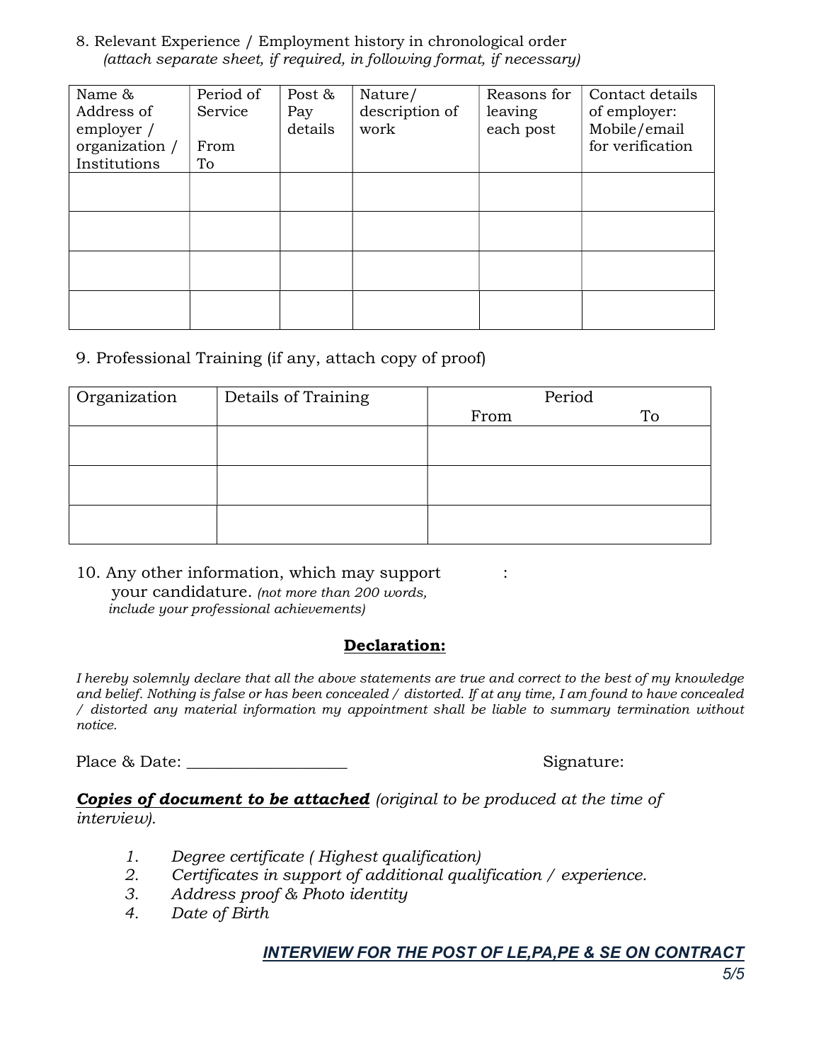8. Relevant Experience / Employment history in chronological order
*(attach separate sheet, if required, in following format, if necessary)*

| Name & Address of employer / organization / Institutions | Period of Service<br>From<br>To | Post & Pay details | Nature/ description of work | Reasons for leaving each post | Contact details of employer: Mobile/email for verification |
|---|---|---|---|---|---|
| | | | | | |
| | | | | | |
| | | | | | |
| | | | | | |

9. Professional Training (if any, attach copy of proof)

| Organization | Details of Training | Period | |
|---|---|---|---|
| | | From | To |
| | | | |
| | | | |
| | | | |

10. Any other information, which may support your candidature. *(not more than 200 words, include your professional achievements)* :

**Declaration:**

*I hereby solemnly declare that all the above statements are true and correct to the best of my knowledge and belief. Nothing is false or has been concealed / distorted. If at any time, I am found to have concealed / distorted any material information my appointment shall be liable to summary termination without notice.*

Place & Date: ____________________ Signature:

***Copies of document to be attached*** *(original to be produced at the time of interview).*

1. *Degree certificate ( Highest qualification)*
2. *Certificates in support of additional qualification / experience.*
3. *Address proof & Photo identity*
4. *Date of Birth*

***INTERVIEW FOR THE POST OF LE,PA,PE & SE ON CONTRACT***